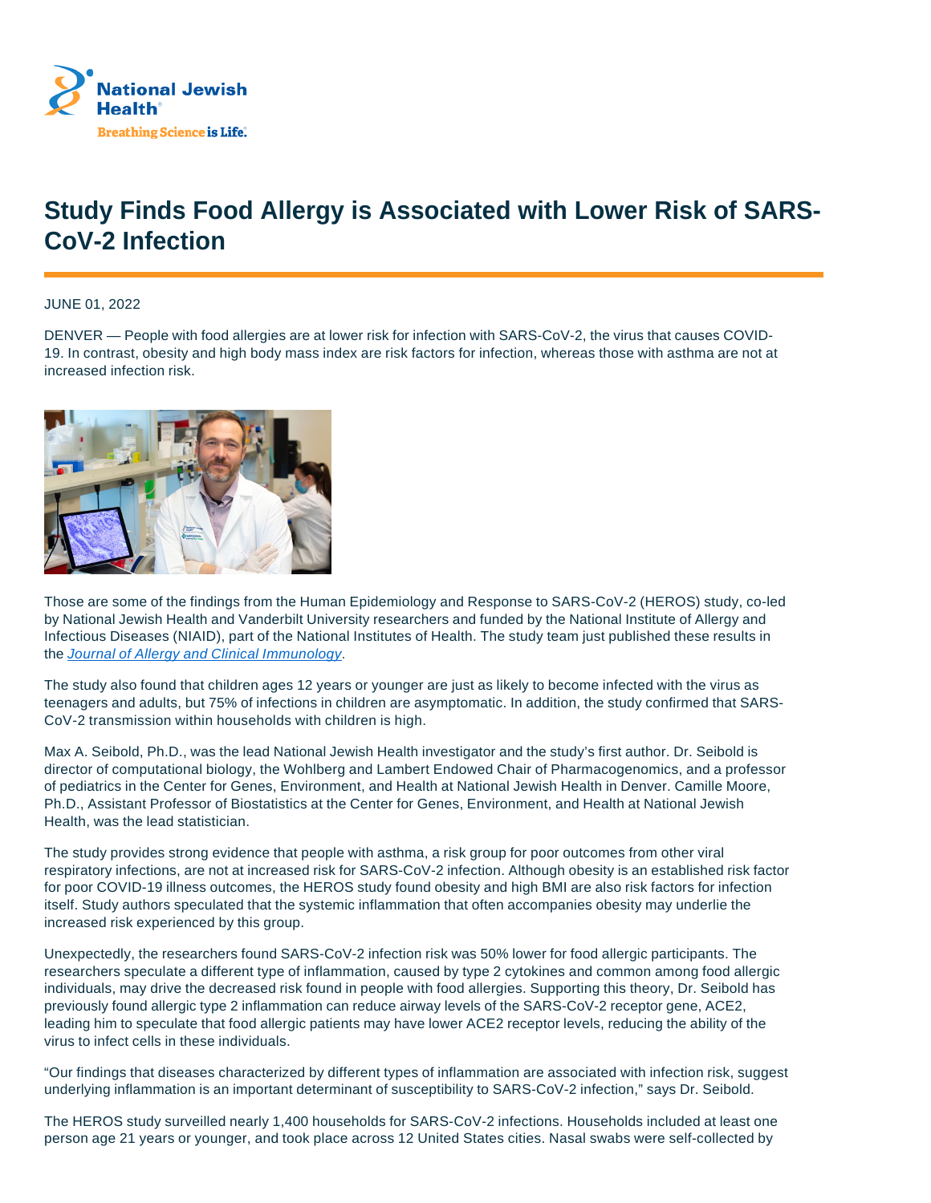# Study Finds Food Allergy is Associated with Lower Risk of SARS-CoV-2 Infection

JUNE 01, 2022

DENVER — People with food allergies are at lower risk for infection with SARS-CoV-2, the virus that causes COVID-19. In contrast, obesity and high body mass index are risk factors for infection, whereas those with asthma are not at increased infection risk.

Those are some of the findings from the Human Epidemiology and Response to SARS-CoV-2 (HEROS) study, co-led by National Jewish Health and Vanderbilt University researchers and funded by the National Institute of Allergy and Infectious Diseases (NIAID), part of the National Institutes of Health. The study team just published these results in the *Journal of Allergy and Clinical Immunology*.

The study also found that children ages 12 years or younger are just as likely to become infected with the virus as teenagers and adults, but 75% of infections in children are asymptomatic. In addition, the study confirmed that SARS-CoV-2 transmission within households with children is high.

Max A. Seibold, Ph.D., was the lead National Jewish Health investigator and the study's first author. Dr. Seibold is director of computational biology, the Wohlberg and Lambert Endowed Chair of Pharmacogenomics, and a professor of pediatrics in the Center for Genes, Environment, and Health at National Jewish Health in Denver. Camille Moore, Ph.D., Assistant Professor of Biostatistics at the Center for Genes, Environment, and Health at National Jewish Health, was the lead statistician.

The study provides strong evidence that people with asthma, a risk group for poor outcomes from other viral respiratory infections, are not at increased risk for SARS-CoV-2 infection. Although obesity is an established risk factor for poor COVID-19 illness outcomes, the HEROS study found obesity and high BMI are also risk factors for infection itself. Study authors speculated that the systemic inflammation that often accompanies obesity may underlie the increased risk experienced by this group.

Unexpectedly, the researchers found SARS-CoV-2 infection risk was 50% lower for food allergic participants. The researchers speculate a different type of inflammation, caused by type 2 cytokines and common among food allergic individuals, may drive the decreased risk found in people with food allergies. Supporting this theory, Dr. Seibold has previously found allergic type 2 inflammation can reduce airway levels of the SARS-CoV-2 receptor gene, ACE2, leading him to speculate that food allergic patients may have lower ACE2 receptor levels, reducing the ability of the virus to infect cells in these individuals.

"Our findings that diseases characterized by different types of inflammation are associated with infection risk, suggest underlying inflammation is an important determinant of susceptibility to SARS-CoV-2 infection," says Dr. Seibold.

The HEROS study surveilled nearly 1,400 households for SARS-CoV-2 infections. Households included at least one person age 21 years or younger, and took place across 12 United States cities. Nasal swabs were self-collected by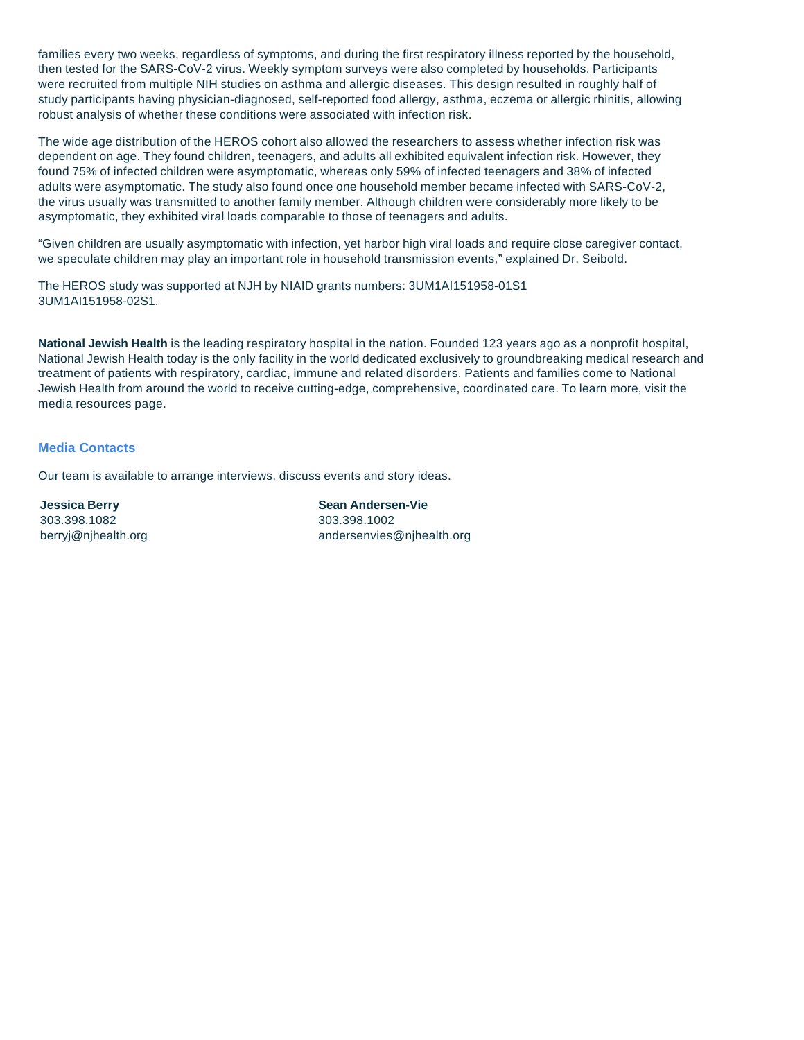families every two weeks, regardless of symptoms, and during the first respiratory illness reported by the household, then tested for the SARS-CoV-2 virus. Weekly symptom surveys were also completed by households. Participants were recruited from multiple NIH studies on asthma and allergic diseases. This design resulted in roughly half of study participants having physician-diagnosed, self-reported food allergy, asthma, eczema or allergic rhinitis, allowing robust analysis of whether these conditions were associated with infection risk.

The wide age distribution of the HEROS cohort also allowed the researchers to assess whether infection risk was dependent on age. They found children, teenagers, and adults all exhibited equivalent infection risk. However, they found 75% of infected children were asymptomatic, whereas only 59% of infected teenagers and 38% of infected adults were asymptomatic. The study also found once one household member became infected with SARS-CoV-2, the virus usually was transmitted to another family member. Although children were considerably more likely to be asymptomatic, they exhibited viral loads comparable to those of teenagers and adults.

"Given children are usually asymptomatic with infection, yet harbor high viral loads and require close caregiver contact, we speculate children may play an important role in household transmission events," explained Dr. Seibold.

The HEROS study was supported at NJH by NIAID grants numbers: 3UM1AI151958-01S1
3UM1AI151958-02S1.

**National Jewish Health** is the leading respiratory hospital in the nation. Founded 123 years ago as a nonprofit hospital, National Jewish Health today is the only facility in the world dedicated exclusively to groundbreaking medical research and treatment of patients with respiratory, cardiac, immune and related disorders. Patients and families come to National Jewish Health from around the world to receive cutting-edge, comprehensive, coordinated care. To learn more, visit the media resources page.

### Media Contacts

Our team is available to arrange interviews, discuss events and story ideas.

**Jessica Berry**
303.398.1082
berryj@njhealth.org

**Sean Andersen-Vie**
303.398.1002
andersenvies@njhealth.org